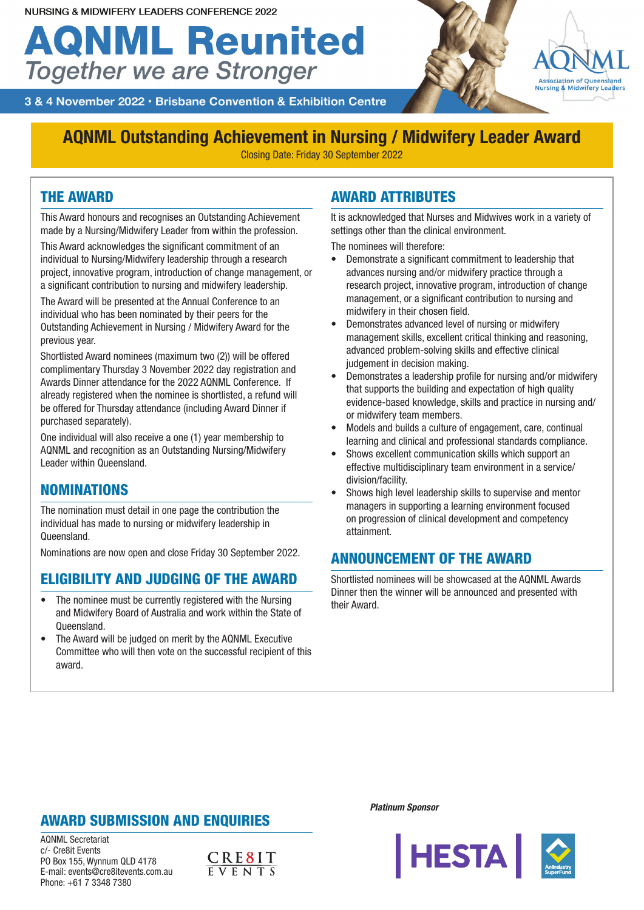NURSING & MIDWIFERY LEADERS CONFERENCE 2022

# AQNML Reunited

*Together we are Stronger*

**3 & 4 November 2022 · Brisbane Convention & Exhibition Centre**

AQNML – Association of Queensland Nursing & Midwifery Leaders

## AQNML Outstanding Achievement in Nursing / Midwifery Leader Award

Closing Date: Friday 30 September 2022

### THE AWARD

This Award honours and recognises an Outstanding Achievement made by a Nursing/Midwifery Leader from within the profession.

This Award acknowledges the significant commitment of an individual to Nursing/Midwifery leadership through a research project, innovative program, introduction of change management, or a significant contribution to nursing and midwifery leadership.

The Award will be presented at the Annual Conference to an individual who has been nominated by their peers for the Outstanding Achievement in Nursing / Midwifery Award for the previous year.

Shortlisted Award nominees (maximum two (2)) will be offered complimentary Thursday 3 November 2022 day registration and Awards Dinner attendance for the 2022 AQNML Conference. If already registered when the nominee is shortlisted, a refund will be offered for Thursday attendance (including Award Dinner if purchased separately).

One individual will also receive a one (1) year membership to AQNML and recognition as an Outstanding Nursing/Midwifery Leader within Queensland.

### NOMINATIONS

The nomination must detail in one page the contribution the individual has made to nursing or midwifery leadership in Queensland.

Nominations are now open and close Friday 30 September 2022.

### ELIGIBILITY AND JUDGING OF THE AWARD

- The nominee must be currently registered with the Nursing and Midwifery Board of Australia and work within the State of Queensland.
- The Award will be judged on merit by the AQNML Executive Committee who will then vote on the successful recipient of this award.

### AWARD ATTRIBUTES

It is acknowledged that Nurses and Midwives work in a variety of settings other than the clinical environment.

The nominees will therefore:

- Demonstrate a significant commitment to leadership that advances nursing and/or midwifery practice through a research project, innovative program, introduction of change management, or a significant contribution to nursing and midwifery in their chosen field.
- Demonstrates advanced level of nursing or midwifery management skills, excellent critical thinking and reasoning, advanced problem-solving skills and effective clinical judgement in decision making.
- Demonstrates a leadership profile for nursing and/or midwifery that supports the building and expectation of high quality evidence-based knowledge, skills and practice in nursing and/or midwifery team members.
- Models and builds a culture of engagement, care, continual learning and clinical and professional standards compliance.
- Shows excellent communication skills which support an effective multidisciplinary team environment in a service/division/facility.
- Shows high level leadership skills to supervise and mentor managers in supporting a learning environment focused on progression of clinical development and competency attainment.

### ANNOUNCEMENT OF THE AWARD

Shortlisted nominees will be showcased at the AQNML Awards Dinner then the winner will be announced and presented with their Award.

### AWARD SUBMISSION AND ENQUIRIES

AQNML Secretariat
c/- Cre8it Events
PO Box 155, Wynnum QLD 4178
E-mail: events@cre8itevents.com.au
Phone: +61 7 3348 7380

CRE8IT EVENTS

*Platinum Sponsor*

HESTA – An Industry SuperFund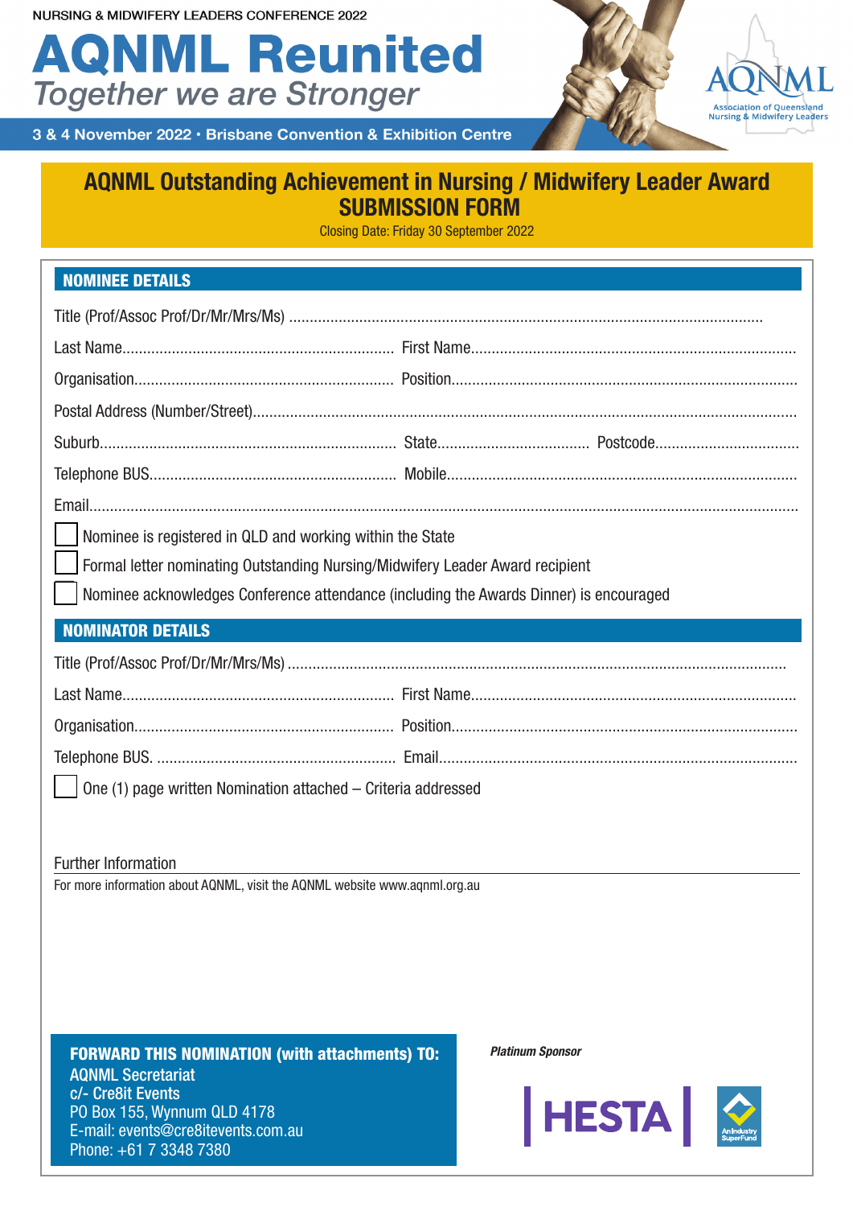NURSING & MIDWIFERY LEADERS CONFERENCE 2022

# AQNML Reunited

*Together we are Stronger*

3 & 4 November 2022 • Brisbane Convention & Exhibition Centre

AQNML Association of Queensland Nursing & Midwifery Leaders

## AQNML Outstanding Achievement in Nursing / Midwifery Leader Award SUBMISSION FORM

Closing Date: Friday 30 September 2022

### NOMINEE DETAILS

Title (Prof/Assoc Prof/Dr/Mr/Mrs/Ms) ..............................................................................

Last Name.................................................. First Name..................................................

Organisation............................................... Position.....................................................

Postal Address (Number/Street)....................................................................................

Suburb......................................................... State.................................... Postcode..................................

Telephone BUS............................................ Mobile....................................................

Email...............................................................................................................................

- [ ] Nominee is registered in QLD and working within the State
- [ ] Formal letter nominating Outstanding Nursing/Midwifery Leader Award recipient
- [ ] Nominee acknowledges Conference attendance (including the Awards Dinner) is encouraged

### NOMINATOR DETAILS

Title (Prof/Assoc Prof/Dr/Mr/Mrs/Ms) ..............................................................................

Last Name.................................................. First Name..................................................

Organisation............................................... Position.....................................................

Telephone BUS. .......................................... Email.......................................................

- [ ] One (1) page written Nomination attached – Criteria addressed

Further Information

For more information about AQNML, visit the AQNML website www.aqnml.org.au

**FORWARD THIS NOMINATION (with attachments) TO:**
AQNML Secretariat
c/- Cre8it Events
PO Box 155, Wynnum QLD 4178
E-mail: events@cre8itevents.com.au
Phone: +61 7 3348 7380

*Platinum Sponsor*

HESTA An Industry SuperFund